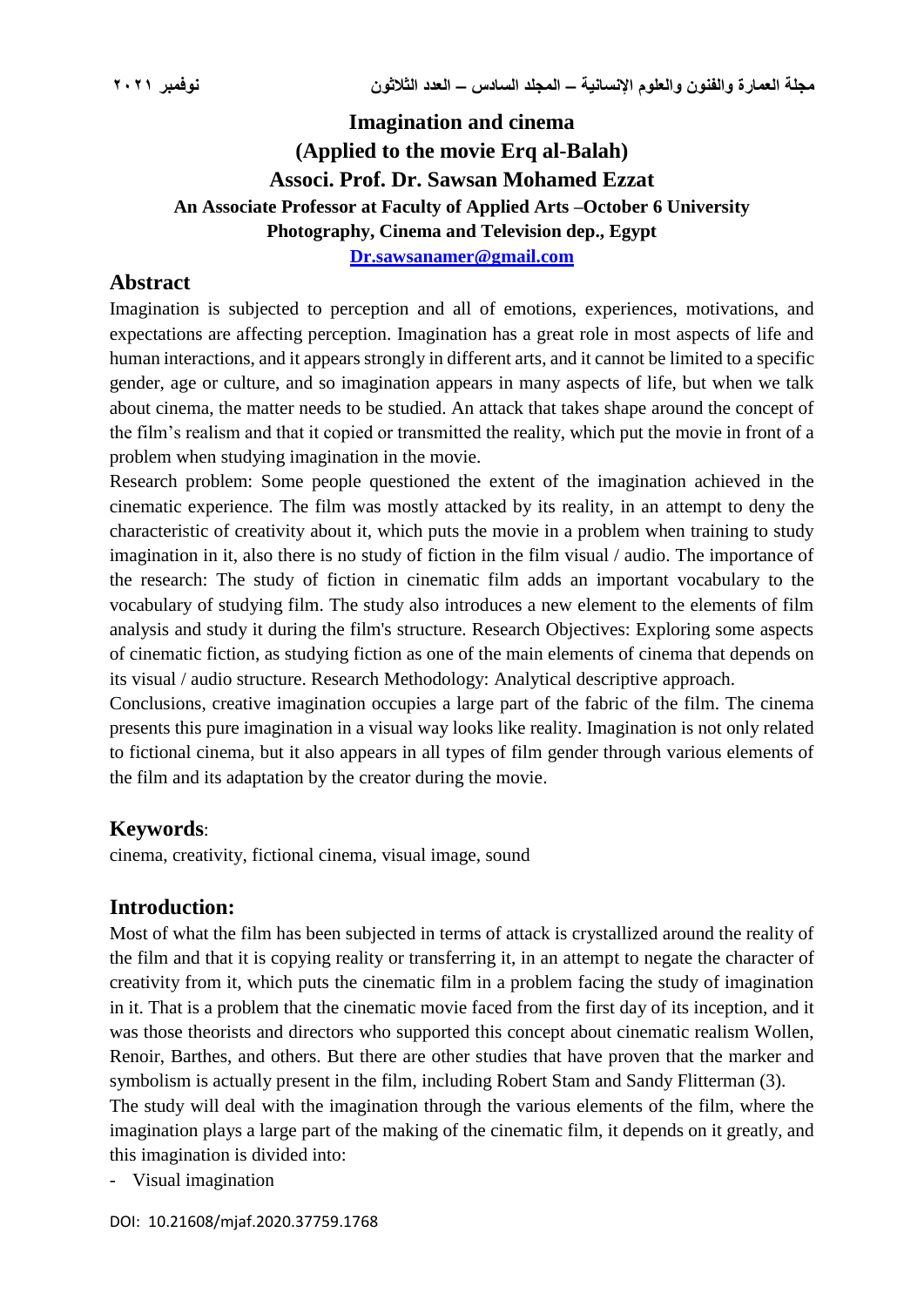# Imagination and cinema
## (Applied to the movie Erq al-Balah)
### Associ. Prof. Dr. Sawsan Mohamed Ezzat

**An Associate Professor at Faculty of Applied Arts –October 6 University**
**Photography, Cinema and Television dep., Egypt**
**Dr.sawsanamer@gmail.com**

## Abstract

Imagination is subjected to perception and all of emotions, experiences, motivations, and expectations are affecting perception. Imagination has a great role in most aspects of life and human interactions, and it appears strongly in different arts, and it cannot be limited to a specific gender, age or culture, and so imagination appears in many aspects of life, but when we talk about cinema, the matter needs to be studied. An attack that takes shape around the concept of the film's realism and that it copied or transmitted the reality, which put the movie in front of a problem when studying imagination in the movie.

Research problem: Some people questioned the extent of the imagination achieved in the cinematic experience. The film was mostly attacked by its reality, in an attempt to deny the characteristic of creativity about it, which puts the movie in a problem when training to study imagination in it, also there is no study of fiction in the film visual / audio. The importance of the research: The study of fiction in cinematic film adds an important vocabulary to the vocabulary of studying film. The study also introduces a new element to the elements of film analysis and study it during the film's structure. Research Objectives: Exploring some aspects of cinematic fiction, as studying fiction as one of the main elements of cinema that depends on its visual / audio structure. Research Methodology: Analytical descriptive approach.

Conclusions, creative imagination occupies a large part of the fabric of the film. The cinema presents this pure imagination in a visual way looks like reality. Imagination is not only related to fictional cinema, but it also appears in all types of film gender through various elements of the film and its adaptation by the creator during the movie.

## Keywords:

cinema, creativity, fictional cinema, visual image, sound

## Introduction:

Most of what the film has been subjected in terms of attack is crystallized around the reality of the film and that it is copying reality or transferring it, in an attempt to negate the character of creativity from it, which puts the cinematic film in a problem facing the study of imagination in it. That is a problem that the cinematic movie faced from the first day of its inception, and it was those theorists and directors who supported this concept about cinematic realism Wollen, Renoir, Barthes, and others. But there are other studies that have proven that the marker and symbolism is actually present in the film, including Robert Stam and Sandy Flitterman (3).

The study will deal with the imagination through the various elements of the film, where the imagination plays a large part of the making of the cinematic film, it depends on it greatly, and this imagination is divided into:

- Visual imagination

DOI: 10.21608/mjaf.2020.37759.1768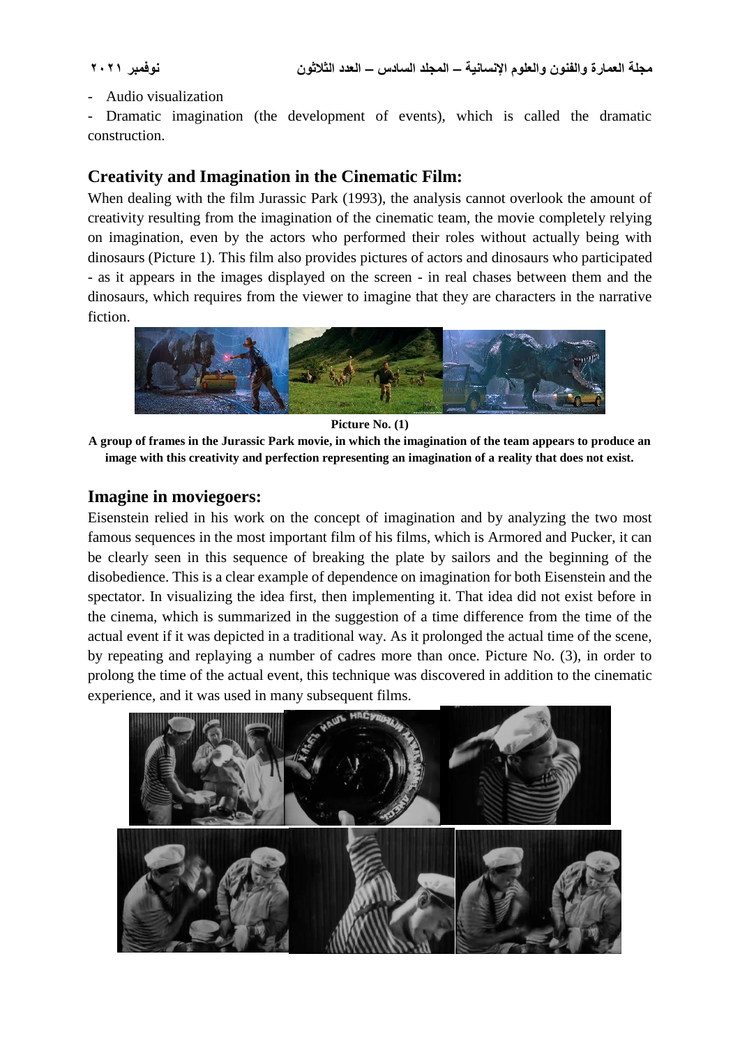- Audio visualization
- Dramatic imagination (the development of events), which is called the dramatic construction.

## Creativity and Imagination in the Cinematic Film:

When dealing with the film Jurassic Park (1993), the analysis cannot overlook the amount of creativity resulting from the imagination of the cinematic team, the movie completely relying on imagination, even by the actors who performed their roles without actually being with dinosaurs (Picture 1). This film also provides pictures of actors and dinosaurs who participated - as it appears in the images displayed on the screen - in real chases between them and the dinosaurs, which requires from the viewer to imagine that they are characters in the narrative fiction.

**Picture No. (1)**

**A group of frames in the Jurassic Park movie, in which the imagination of the team appears to produce an image with this creativity and perfection representing an imagination of a reality that does not exist.**

## Imagine in moviegoers:

Eisenstein relied in his work on the concept of imagination and by analyzing the two most famous sequences in the most important film of his films, which is Armored and Pucker, it can be clearly seen in this sequence of breaking the plate by sailors and the beginning of the disobedience. This is a clear example of dependence on imagination for both Eisenstein and the spectator. In visualizing the idea first, then implementing it. That idea did not exist before in the cinema, which is summarized in the suggestion of a time difference from the time of the actual event if it was depicted in a traditional way. As it prolonged the actual time of the scene, by repeating and replaying a number of cadres more than once. Picture No. (3), in order to prolong the time of the actual event, this technique was discovered in addition to the cinematic experience, and it was used in many subsequent films.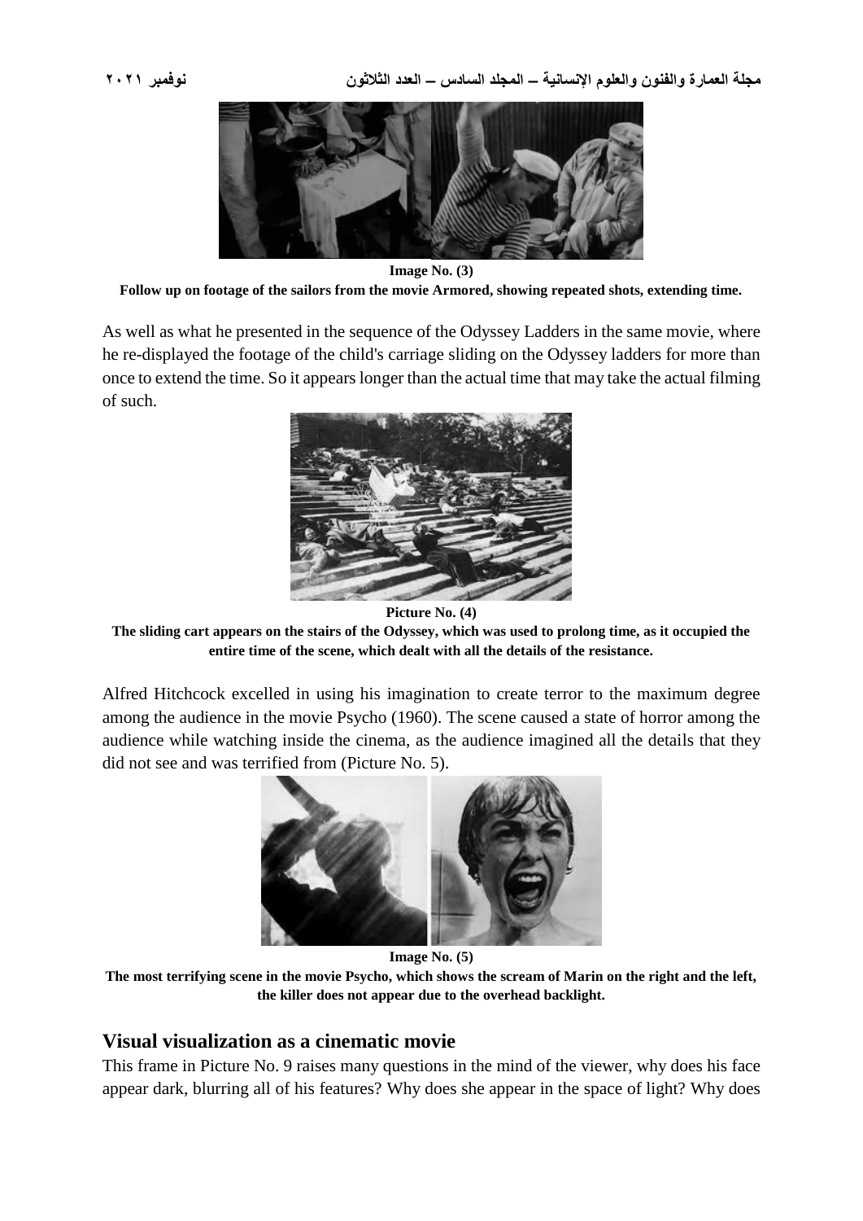Image No. (3)

**Follow up on footage of the sailors from the movie Armored, showing repeated shots, extending time.**

As well as what he presented in the sequence of the Odyssey Ladders in the same movie, where he re-displayed the footage of the child's carriage sliding on the Odyssey ladders for more than once to extend the time. So it appears longer than the actual time that may take the actual filming of such.

Picture No. (4)

**The sliding cart appears on the stairs of the Odyssey, which was used to prolong time, as it occupied the entire time of the scene, which dealt with all the details of the resistance.**

Alfred Hitchcock excelled in using his imagination to create terror to the maximum degree among the audience in the movie Psycho (1960). The scene caused a state of horror among the audience while watching inside the cinema, as the audience imagined all the details that they did not see and was terrified from (Picture No. 5).

Image No. (5)

**The most terrifying scene in the movie Psycho, which shows the scream of Marin on the right and the left, the killer does not appear due to the overhead backlight.**

## Visual visualization as a cinematic movie

This frame in Picture No. 9 raises many questions in the mind of the viewer, why does his face appear dark, blurring all of his features? Why does she appear in the space of light? Why does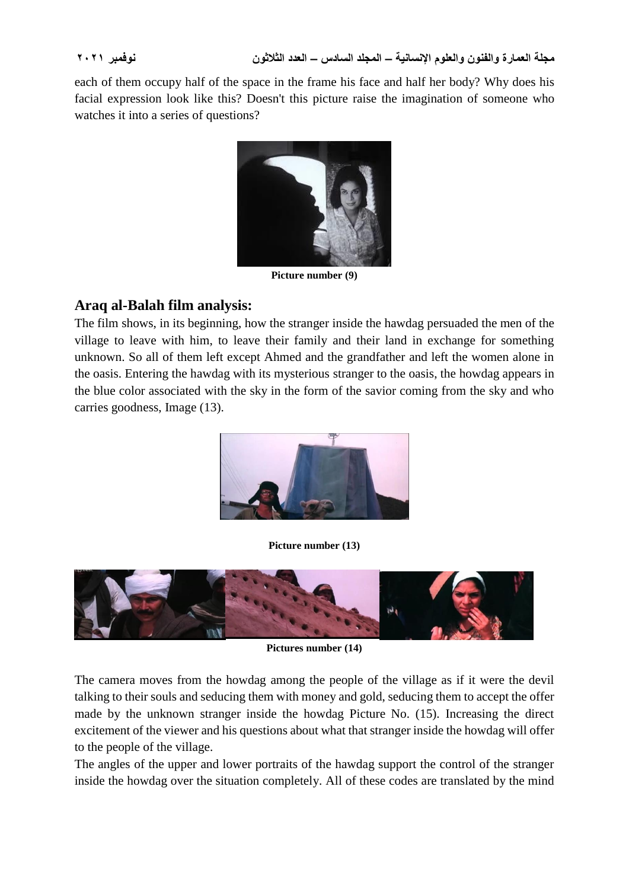each of them occupy half of the space in the frame his face and half her body? Why does his facial expression look like this? Doesn't this picture raise the imagination of someone who watches it into a series of questions?

**Picture number (9)**

## Araq al-Balah film analysis:

The film shows, in its beginning, how the stranger inside the hawdag persuaded the men of the village to leave with him, to leave their family and their land in exchange for something unknown. So all of them left except Ahmed and the grandfather and left the women alone in the oasis. Entering the hawdag with its mysterious stranger to the oasis, the howdag appears in the blue color associated with the sky in the form of the savior coming from the sky and who carries goodness, Image (13).

**Picture number (13)**

**Pictures number (14)**

The camera moves from the howdag among the people of the village as if it were the devil talking to their souls and seducing them with money and gold, seducing them to accept the offer made by the unknown stranger inside the howdag Picture No. (15). Increasing the direct excitement of the viewer and his questions about what that stranger inside the howdag will offer to the people of the village.

The angles of the upper and lower portraits of the hawdag support the control of the stranger inside the howdag over the situation completely. All of these codes are translated by the mind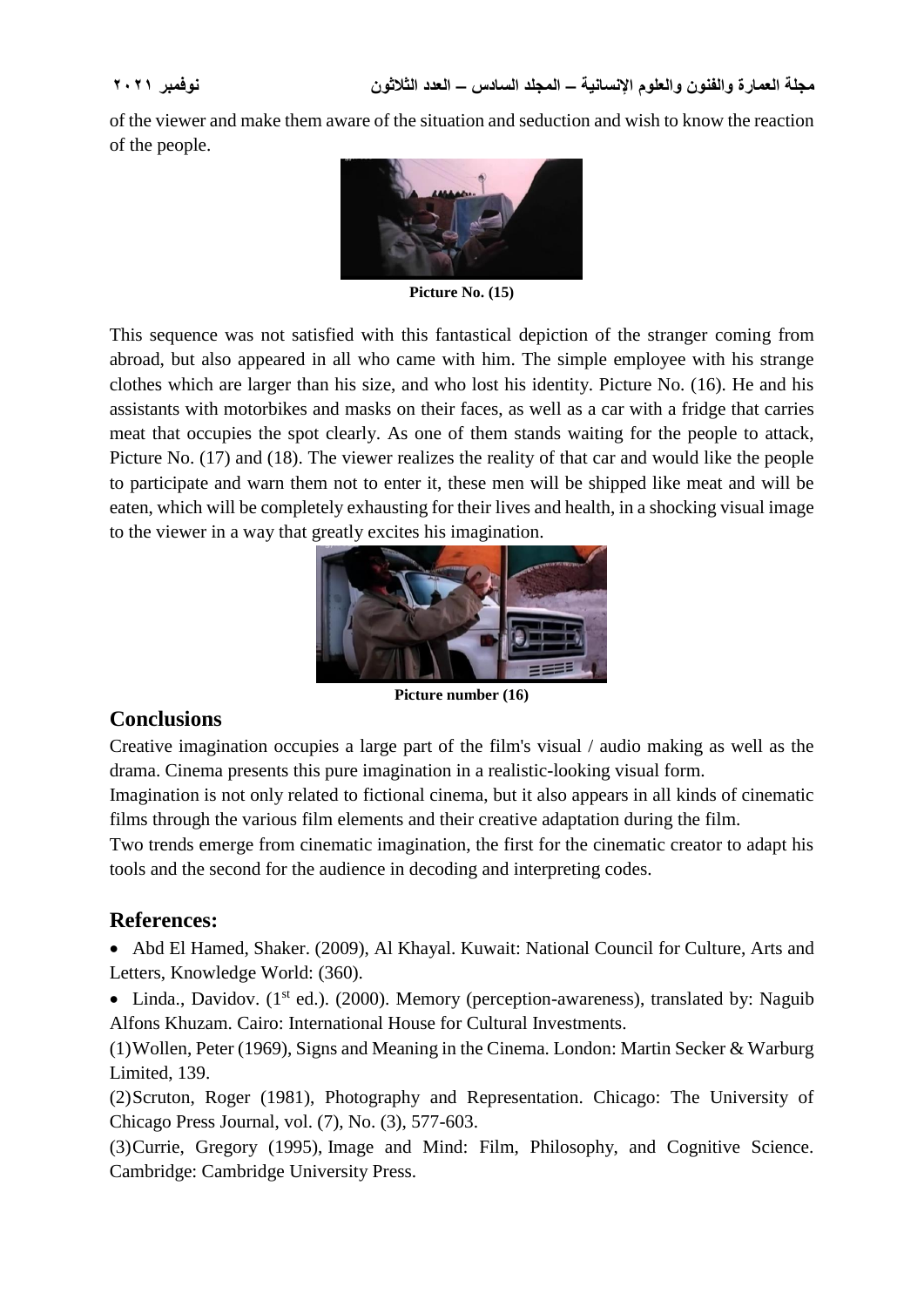of the viewer and make them aware of the situation and seduction and wish to know the reaction of the people.

Picture No. (15)

This sequence was not satisfied with this fantastical depiction of the stranger coming from abroad, but also appeared in all who came with him. The simple employee with his strange clothes which are larger than his size, and who lost his identity. Picture No. (16). He and his assistants with motorbikes and masks on their faces, as well as a car with a fridge that carries meat that occupies the spot clearly. As one of them stands waiting for the people to attack, Picture No. (17) and (18). The viewer realizes the reality of that car and would like the people to participate and warn them not to enter it, these men will be shipped like meat and will be eaten, which will be completely exhausting for their lives and health, in a shocking visual image to the viewer in a way that greatly excites his imagination.

Picture number (16)

## Conclusions

Creative imagination occupies a large part of the film's visual / audio making as well as the drama. Cinema presents this pure imagination in a realistic-looking visual form.

Imagination is not only related to fictional cinema, but it also appears in all kinds of cinematic films through the various film elements and their creative adaptation during the film.

Two trends emerge from cinematic imagination, the first for the cinematic creator to adapt his tools and the second for the audience in decoding and interpreting codes.

## References:

- Abd El Hamed, Shaker. (2009), Al Khayal. Kuwait: National Council for Culture, Arts and Letters, Knowledge World: (360).
- Linda., Davidov. (1st ed.). (2000). Memory (perception-awareness), translated by: Naguib Alfons Khuzam. Cairo: International House for Cultural Investments.

(1) Wollen, Peter (1969), Signs and Meaning in the Cinema. London: Martin Secker & Warburg Limited, 139.

(2) Scruton, Roger (1981), Photography and Representation. Chicago: The University of Chicago Press Journal, vol. (7), No. (3), 577-603.

(3) Currie, Gregory (1995), Image and Mind: Film, Philosophy, and Cognitive Science. Cambridge: Cambridge University Press.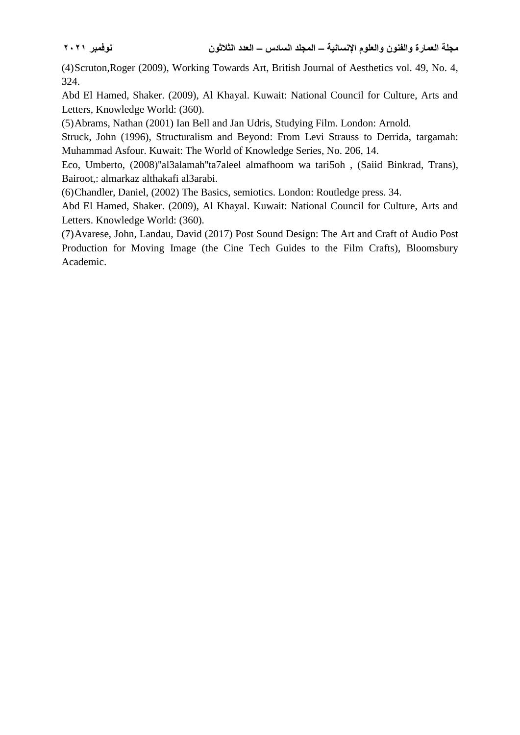(4)Scruton,Roger (2009), Working Towards Art, British Journal of Aesthetics vol. 49, No. 4, 324.

Abd El Hamed, Shaker. (2009), Al Khayal. Kuwait: National Council for Culture, Arts and Letters, Knowledge World: (360).

(5)Abrams, Nathan (2001) Ian Bell and Jan Udris, Studying Film. London: Arnold.

Struck, John (1996), Structuralism and Beyond: From Levi Strauss to Derrida, targamah: Muhammad Asfour. Kuwait: The World of Knowledge Series, No. 206, 14.

Eco, Umberto, (2008)"al3alamah"ta7aleel almafhoom wa tari5oh , (Saiid Binkrad, Trans), Bairoot,: almarkaz althakafi al3arabi.

(6)Chandler, Daniel, (2002) The Basics, semiotics. London: Routledge press. 34.

Abd El Hamed, Shaker. (2009), Al Khayal. Kuwait: National Council for Culture, Arts and Letters. Knowledge World: (360).

(7)Avarese, John, Landau, David (2017) Post Sound Design: The Art and Craft of Audio Post Production for Moving Image (the Cine Tech Guides to the Film Crafts), Bloomsbury Academic.